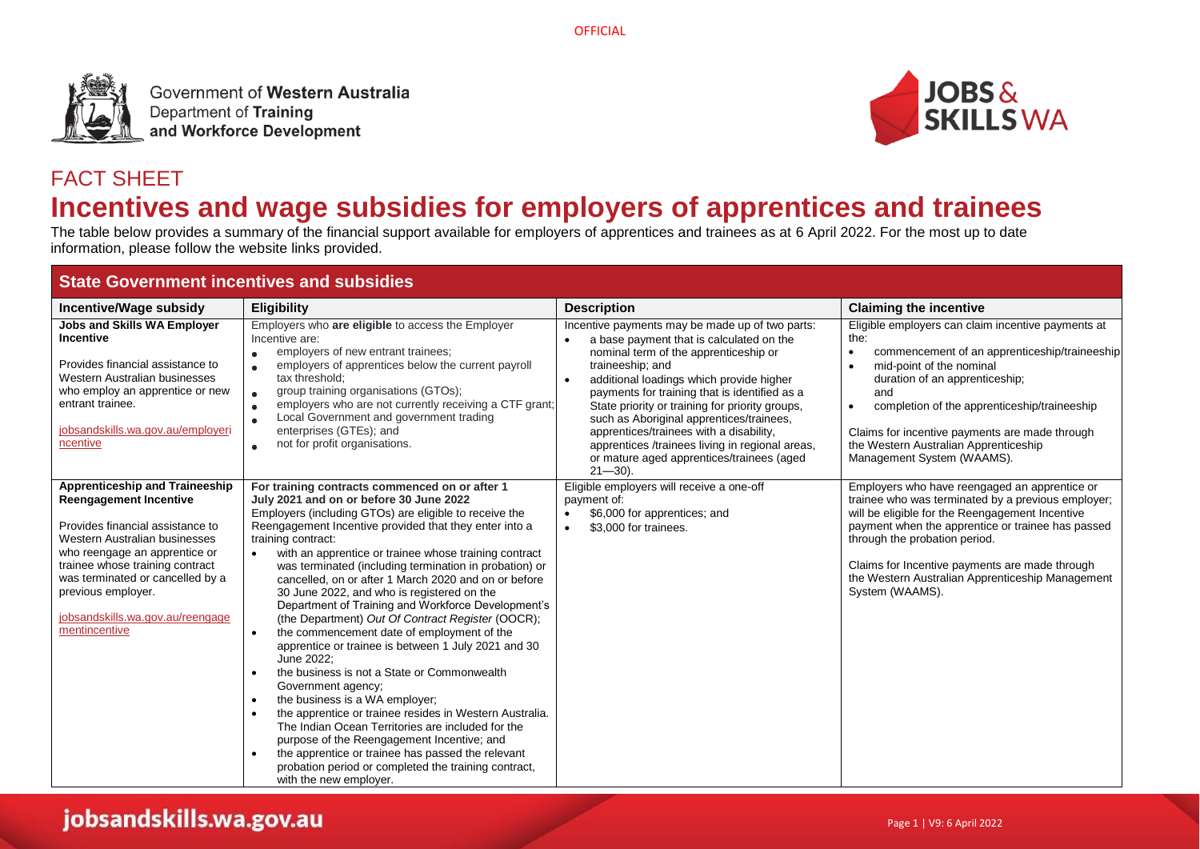OFFICIAL

Government of Western Australia
Department of Training and Workforce Development

JOBS & SKILLS WA

# FACT SHEET

# Incentives and wage subsidies for employers of apprentices and trainees

The table below provides a summary of the financial support available for employers of apprentices and trainees as at 6 April 2022. For the most up to date information, please follow the website links provided.

## State Government incentives and subsidies

| Incentive/Wage subsidy | Eligibility | Description | Claiming the incentive |
|---|---|---|---|
| **Jobs and Skills WA Employer Incentive**<br><br>Provides financial assistance to Western Australian businesses who employ an apprentice or new entrant trainee.<br><br>jobsandskills.wa.gov.au/employerincentive | Employers who **are eligible** to access the Employer Incentive are:<br>• employers of new entrant trainees;<br>• employers of apprentices below the current payroll tax threshold;<br>• group training organisations (GTOs);<br>• employers who are not currently receiving a CTF grant;<br>• Local Government and government trading enterprises (GTEs); and<br>• not for profit organisations. | Incentive payments may be made up of two parts:<br>• a base payment that is calculated on the nominal term of the apprenticeship or traineeship; and<br>• additional loadings which provide higher payments for training that is identified as a State priority or training for priority groups, such as Aboriginal apprentices/trainees, apprentices/trainees with a disability, apprentices /trainees living in regional areas, or mature aged apprentices/trainees (aged 21—30). | Eligible employers can claim incentive payments at the:<br>• commencement of an apprenticeship/traineeship<br>• mid-point of the nominal duration of an apprenticeship; and<br>• completion of the apprenticeship/traineeship<br><br>Claims for incentive payments are made through the Western Australian Apprenticeship Management System (WAAMS). |
| **Apprenticeship and Traineeship Reengagement Incentive**<br><br>Provides financial assistance to Western Australian businesses who reengage an apprentice or trainee whose training contract was terminated or cancelled by a previous employer.<br><br>jobsandskills.wa.gov.au/reengagementincentive | **For training contracts commenced on or after 1 July 2021 and on or before 30 June 2022**<br>Employers (including GTOs) are eligible to receive the Reengagement Incentive provided that they enter into a training contract:<br>• with an apprentice or trainee whose training contract was terminated (including termination in probation) or cancelled, on or after 1 March 2020 and on or before 30 June 2022, and who is registered on the Department of Training and Workforce Development's (the Department) *Out Of Contract Register* (OOCR);<br>• the commencement date of employment of the apprentice or trainee is between 1 July 2021 and 30 June 2022;<br>• the business is not a State or Commonwealth Government agency;<br>• the business is a WA employer;<br>• the apprentice or trainee resides in Western Australia. The Indian Ocean Territories are included for the purpose of the Reengagement Incentive; and<br>• the apprentice or trainee has passed the relevant probation period or completed the training contract, with the new employer. | Eligible employers will receive a one-off payment of:<br>• \$6,000 for apprentices; and<br>• \$3,000 for trainees. | Employers who have reengaged an apprentice or trainee who was terminated by a previous employer; will be eligible for the Reengagement Incentive payment when the apprentice or trainee has passed through the probation period.<br><br>Claims for Incentive payments are made through the Western Australian Apprenticeship Management System (WAAMS). |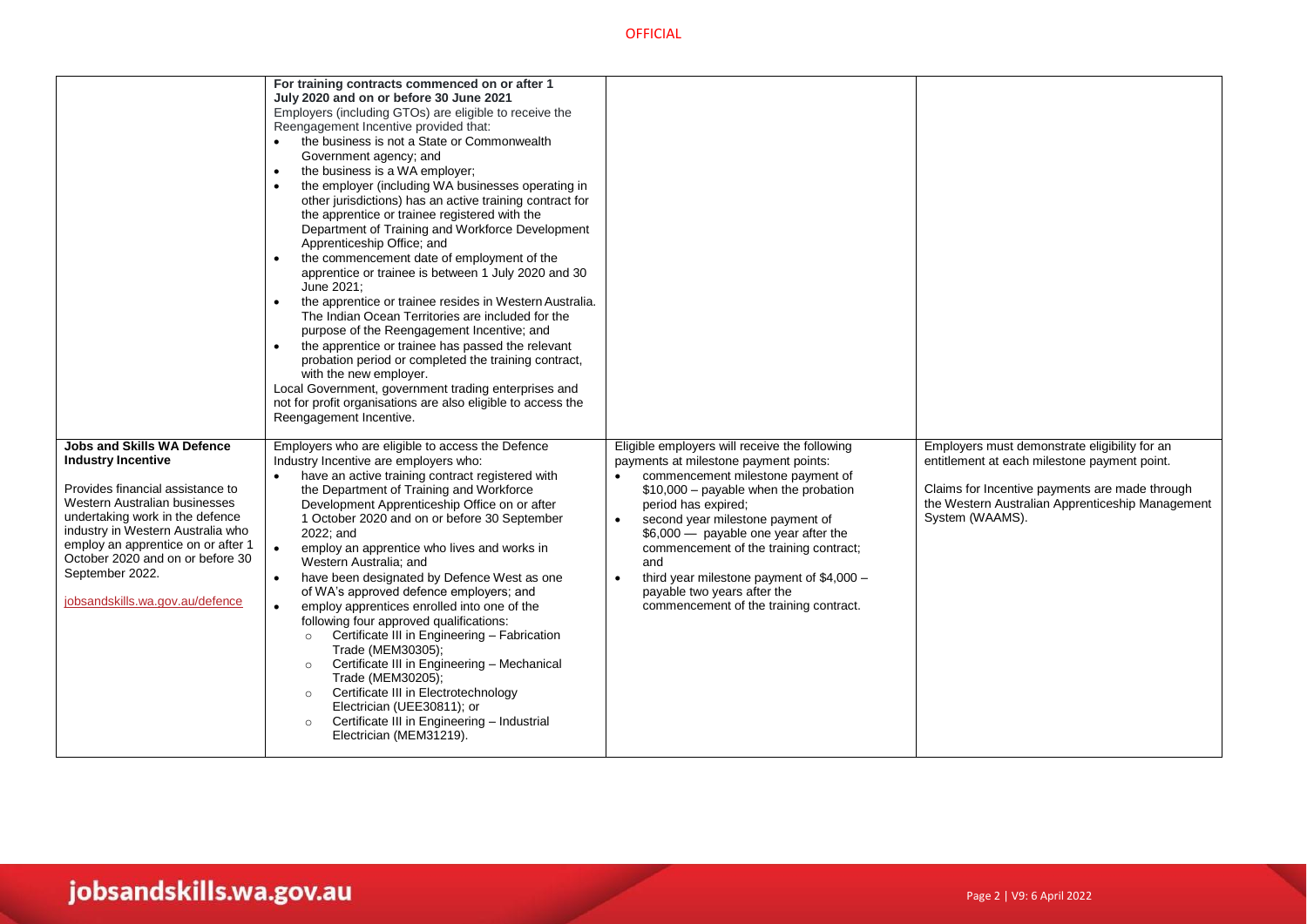| | | | |
|---|---|---|---|
| | **For training contracts commenced on or after 1 July 2020 and on or before 30 June 2021**<br>Employers (including GTOs) are eligible to receive the Reengagement Incentive provided that:<br>• the business is not a State or Commonwealth Government agency; and<br>• the business is a WA employer;<br>• the employer (including WA businesses operating in other jurisdictions) has an active training contract for the apprentice or trainee registered with the Department of Training and Workforce Development Apprenticeship Office; and<br>• the commencement date of employment of the apprentice or trainee is between 1 July 2020 and 30 June 2021;<br>• the apprentice or trainee resides in Western Australia. The Indian Ocean Territories are included for the purpose of the Reengagement Incentive; and<br>• the apprentice or trainee has passed the relevant probation period or completed the training contract, with the new employer.<br>Local Government, government trading enterprises and not for profit organisations are also eligible to access the Reengagement Incentive. | | |
| **Jobs and Skills WA Defence Industry Incentive**<br><br>Provides financial assistance to Western Australian businesses undertaking work in the defence industry in Western Australia who employ an apprentice on or after 1 October 2020 and on or before 30 September 2022.<br><br>jobsandskills.wa.gov.au/defence | Employers who are eligible to access the Defence Industry Incentive are employers who:<br>• have an active training contract registered with the Department of Training and Workforce Development Apprenticeship Office on or after 1 October 2020 and on or before 30 September 2022; and<br>• employ an apprentice who lives and works in Western Australia; and<br>• have been designated by Defence West as one of WA's approved defence employers; and<br>• employ apprentices enrolled into one of the following four approved qualifications:<br>  ◦ Certificate III in Engineering – Fabrication Trade (MEM30305);<br>  ◦ Certificate III in Engineering – Mechanical Trade (MEM30205);<br>  ◦ Certificate III in Electrotechnology Electrician (UEE30811); or<br>  ◦ Certificate III in Engineering – Industrial Electrician (MEM31219). | Eligible employers will receive the following payments at milestone payment points:<br>• commencement milestone payment of $10,000 – payable when the probation period has expired;<br>• second year milestone payment of $6,000 — payable one year after the commencement of the training contract; and<br>• third year milestone payment of $4,000 – payable two years after the commencement of the training contract. | Employers must demonstrate eligibility for an entitlement at each milestone payment point.<br><br>Claims for Incentive payments are made through the Western Australian Apprenticeship Management System (WAAMS). |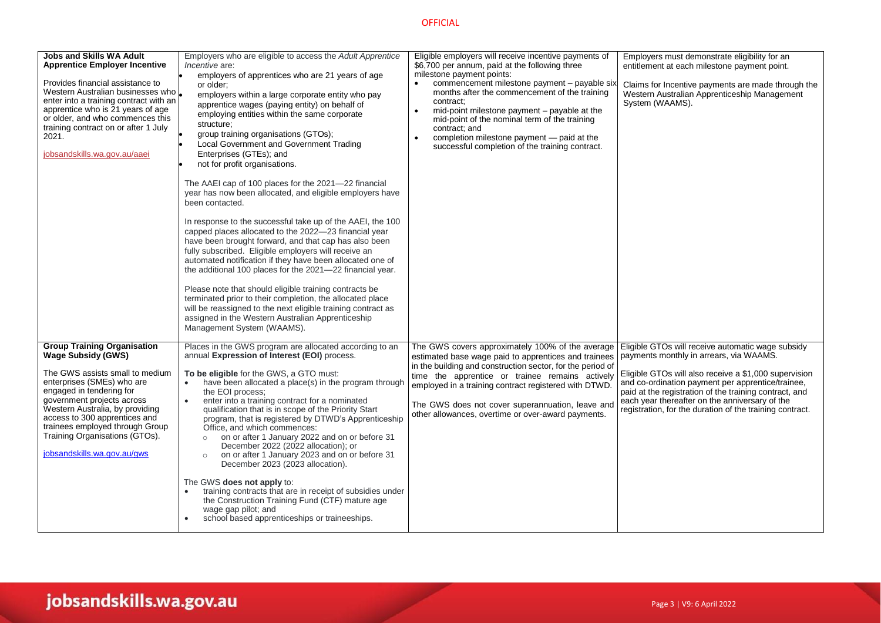| | | | |
|---|---|---|---|
| **Jobs and Skills WA Adult Apprentice Employer Incentive**<br><br>Provides financial assistance to Western Australian businesses who enter into a training contract with an apprentice who is 21 years of age or older, and who commences this training contract on or after 1 July 2021.<br><br>jobsandskills.wa.gov.au/aaei | Employers who are eligible to access the *Adult Apprentice Incentive* are:<br>• employers of apprentices who are 21 years of age or older;<br>• employers within a large corporate entity who pay apprentice wages (paying entity) on behalf of employing entities within the same corporate structure;<br>• group training organisations (GTOs);<br>• Local Government and Government Trading Enterprises (GTEs); and<br>• not for profit organisations.<br><br>The AAEI cap of 100 places for the 2021—22 financial year has now been allocated, and eligible employers have been contacted.<br><br>In response to the successful take up of the AAEI, the 100 capped places allocated to the 2022—23 financial year have been brought forward, and that cap has also been fully subscribed. Eligible employers will receive an automated notification if they have been allocated one of the additional 100 places for the 2021—22 financial year.<br><br>Please note that should eligible training contracts be terminated prior to their completion, the allocated place will be reassigned to the next eligible training contract as assigned in the Western Australian Apprenticeship Management System (WAAMS). | Eligible employers will receive incentive payments of $6,700 per annum, paid at the following three milestone payment points:<br>• commencement milestone payment – payable six months after the commencement of the training contract;<br>• mid-point milestone payment – payable at the mid-point of the nominal term of the training contract; and<br>• completion milestone payment — paid at the successful completion of the training contract. | Employers must demonstrate eligibility for an entitlement at each milestone payment point.<br><br>Claims for Incentive payments are made through the Western Australian Apprenticeship Management System (WAAMS). |
| **Group Training Organisation Wage Subsidy (GWS)**<br><br>The GWS assists small to medium enterprises (SMEs) who are engaged in tendering for government projects across Western Australia, by providing access to 300 apprentices and trainees employed through Group Training Organisations (GTOs).<br><br>jobsandskills.wa.gov.au/gws | Places in the GWS program are allocated according to an annual **Expression of Interest (EOI)** process.<br><br>**To be eligible** for the GWS, a GTO must:<br>• have been allocated a place(s) in the program through the EOI process;<br>• enter into a training contract for a nominated qualification that is in scope of the Priority Start program, that is registered by DTWD's Apprenticeship Office, and which commences:<br>&nbsp;&nbsp;○ on or after 1 January 2022 and on or before 31 December 2022 (2022 allocation); or<br>&nbsp;&nbsp;○ on or after 1 January 2023 and on or before 31 December 2023 (2023 allocation).<br><br>The GWS **does not apply** to:<br>• training contracts that are in receipt of subsidies under the Construction Training Fund (CTF) mature age wage gap pilot; and<br>• school based apprenticeships or traineeships. | The GWS covers approximately 100% of the average estimated base wage paid to apprentices and trainees in the building and construction sector, for the period of time the apprentice or trainee remains actively employed in a training contract registered with DTWD.<br><br>The GWS does not cover superannuation, leave and other allowances, overtime or over-award payments. | Eligible GTOs will receive automatic wage subsidy payments monthly in arrears, via WAAMS.<br><br>Eligible GTOs will also receive a $1,000 supervision and co-ordination payment per apprentice/trainee, paid at the registration of the training contract, and each year thereafter on the anniversary of the registration, for the duration of the training contract. |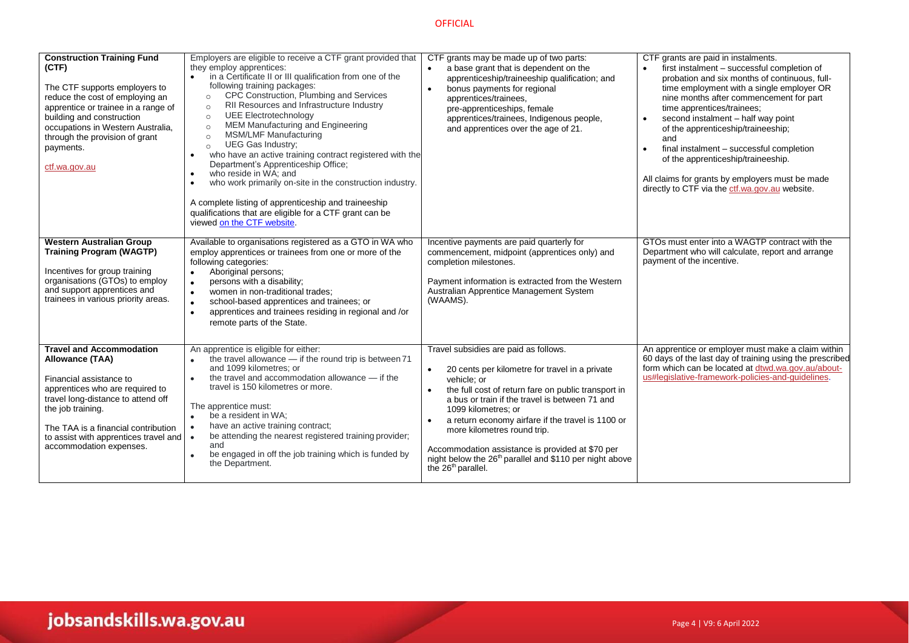| | | | |
|---|---|---|---|
| **Construction Training Fund (CTF)**<br><br>The CTF supports employers to reduce the cost of employing an apprentice or trainee in a range of building and construction occupations in Western Australia, through the provision of grant payments.<br><br>ctf.wa.gov.au | Employers are eligible to receive a CTF grant provided that they employ apprentices:<br>• in a Certificate II or III qualification from one of the following training packages:<br>&nbsp;&nbsp;○ CPC Construction, Plumbing and Services<br>&nbsp;&nbsp;○ RII Resources and Infrastructure Industry<br>&nbsp;&nbsp;○ UEE Electrotechnology<br>&nbsp;&nbsp;○ MEM Manufacturing and Engineering<br>&nbsp;&nbsp;○ MSM/LMF Manufacturing<br>&nbsp;&nbsp;○ UEG Gas Industry;<br>• who have an active training contract registered with the Department's Apprenticeship Office;<br>• who reside in WA; and<br>• who work primarily on-site in the construction industry.<br><br>A complete listing of apprenticeship and traineeship qualifications that are eligible for a CTF grant can be viewed on the CTF website. | CTF grants may be made up of two parts:<br>• a base grant that is dependent on the apprenticeship/traineeship qualification; and<br>• bonus payments for regional apprentices/trainees, pre-apprenticeships, female apprentices/trainees, Indigenous people, and apprentices over the age of 21. | CTF grants are paid in instalments.<br>• first instalment – successful completion of probation and six months of continuous, full-time employment with a single employer OR nine months after commencement for part time apprentices/trainees;<br>• second instalment – half way point of the apprenticeship/traineeship; and<br>• final instalment – successful completion of the apprenticeship/traineeship.<br><br>All claims for grants by employers must be made directly to CTF via the ctf.wa.gov.au website. |
| **Western Australian Group Training Program (WAGTP)**<br><br>Incentives for group training organisations (GTOs) to employ and support apprentices and trainees in various priority areas. | Available to organisations registered as a GTO in WA who employ apprentices or trainees from one or more of the following categories:<br>• Aboriginal persons;<br>• persons with a disability;<br>• women in non-traditional trades;<br>• school-based apprentices and trainees; or<br>• apprentices and trainees residing in regional and /or remote parts of the State. | Incentive payments are paid quarterly for commencement, midpoint (apprentices only) and completion milestones.<br><br>Payment information is extracted from the Western Australian Apprentice Management System (WAAMS). | GTOs must enter into a WAGTP contract with the Department who will calculate, report and arrange payment of the incentive. |
| **Travel and Accommodation Allowance (TAA)**<br><br>Financial assistance to apprentices who are required to travel long-distance to attend off the job training.<br><br>The TAA is a financial contribution to assist with apprentices travel and accommodation expenses. | An apprentice is eligible for either:<br>• the travel allowance — if the round trip is between 71 and 1099 kilometres; or<br>• the travel and accommodation allowance — if the travel is 150 kilometres or more.<br><br>The apprentice must:<br>• be a resident in WA;<br>• have an active training contract;<br>• be attending the nearest registered training provider; and<br>• be engaged in off the job training which is funded by the Department. | Travel subsidies are paid as follows.<br>• 20 cents per kilometre for travel in a private vehicle; or<br>• the full cost of return fare on public transport in a bus or train if the travel is between 71 and 1099 kilometres; or<br>• a return economy airfare if the travel is 1100 or more kilometres round trip.<br><br>Accommodation assistance is provided at $70 per night below the 26th parallel and $110 per night above the 26th parallel. | An apprentice or employer must make a claim within 60 days of the last day of training using the prescribed form which can be located at dtwd.wa.gov.au/about-us#legislative-framework-policies-and-guidelines. |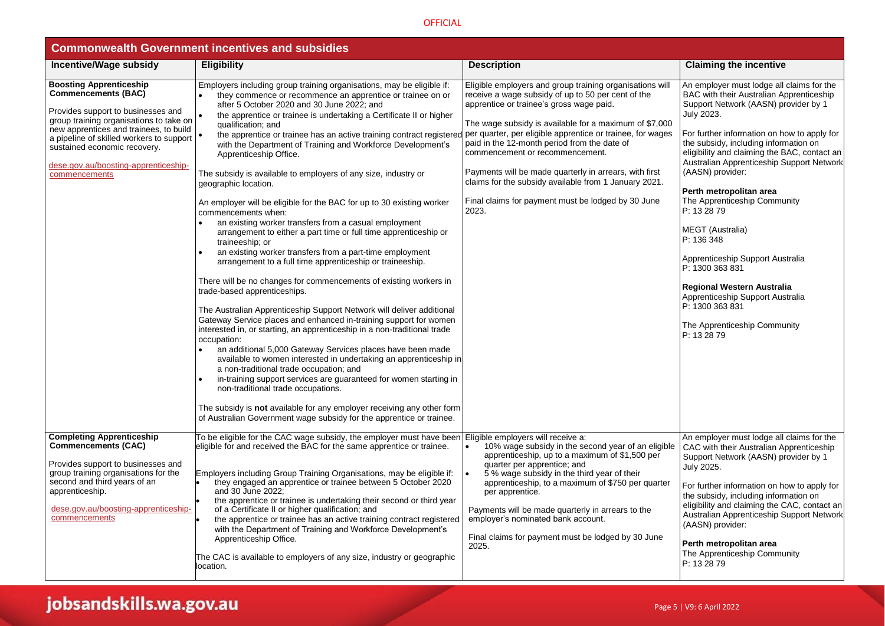| Commonwealth Government incentives and subsidies | | | |
|---|---|---|---|
| **Incentive/Wage subsidy** | **Eligibility** | **Description** | **Claiming the incentive** |
| **Boosting Apprenticeship Commencements (BAC)**<br><br>Provides support to businesses and group training organisations to take on new apprentices and trainees, to build a pipeline of skilled workers to support sustained economic recovery.<br><br>dese.gov.au/boosting-apprenticeship-commencements | Employers including group training organisations, may be eligible if:<br>• they commence or recommence an apprentice or trainee on or after 5 October 2020 and 30 June 2022; and<br>• the apprentice or trainee is undertaking a Certificate II or higher qualification; and<br>• the apprentice or trainee has an active training contract registered with the Department of Training and Workforce Development's Apprenticeship Office.<br><br>The subsidy is available to employers of any size, industry or geographic location.<br><br>An employer will be eligible for the BAC for up to 30 existing worker commencements when:<br>• an existing worker transfers from a casual employment arrangement to either a part time or full time apprenticeship or traineeship; or<br>• an existing worker transfers from a part-time employment arrangement to a full time apprenticeship or traineeship.<br><br>There will be no changes for commencements of existing workers in trade-based apprenticeships.<br><br>The Australian Apprenticeship Support Network will deliver additional Gateway Service places and enhanced in-training support for women interested in, or starting, an apprenticeship in a non-traditional trade occupation:<br>• an additional 5,000 Gateway Services places have been made available to women interested in undertaking an apprenticeship in a non-traditional trade occupation; and<br>• in-training support services are guaranteed for women starting in non-traditional trade occupations.<br><br>The subsidy is **not** available for any employer receiving any other form of Australian Government wage subsidy for the apprentice or trainee. | Eligible employers and group training organisations will receive a wage subsidy of up to 50 per cent of the apprentice or trainee's gross wage paid.<br><br>The wage subsidy is available for a maximum of $7,000 per quarter, per eligible apprentice or trainee, for wages paid in the 12-month period from the date of commencement or recommencement.<br><br>Payments will be made quarterly in arrears, with first claims for the subsidy available from 1 January 2021.<br><br>Final claims for payment must be lodged by 30 June 2023. | An employer must lodge all claims for the BAC with their Australian Apprenticeship Support Network (AASN) provider by 1 July 2023.<br><br>For further information on how to apply for the subsidy, including information on eligibility and claiming the BAC, contact an Australian Apprenticeship Support Network (AASN) provider:<br><br>**Perth metropolitan area**<br>The Apprenticeship Community<br>P: 13 28 79<br><br>MEGT (Australia)<br>P: 136 348<br><br>Apprenticeship Support Australia<br>P: 1300 363 831<br><br>**Regional Western Australia**<br>Apprenticeship Support Australia<br>P: 1300 363 831<br><br>The Apprenticeship Community<br>P: 13 28 79 |
| **Completing Apprenticeship Commencements (CAC)**<br><br>Provides support to businesses and group training organisations for the second and third years of an apprenticeship.<br><br>dese.gov.au/boosting-apprenticeship-commencements | To be eligible for the CAC wage subsidy, the employer must have been eligible for and received the BAC for the same apprentice or trainee.<br><br>Employers including Group Training Organisations, may be eligible if:<br>• they engaged an apprentice or trainee between 5 October 2020 and 30 June 2022;<br>• the apprentice or trainee is undertaking their second or third year of a Certificate II or higher qualification; and<br>• the apprentice or trainee has an active training contract registered with the Department of Training and Workforce Development's Apprenticeship Office.<br><br>The CAC is available to employers of any size, industry or geographic location. | Eligible employers will receive a:<br>• 10% wage subsidy in the second year of an eligible apprenticeship, up to a maximum of $1,500 per quarter per apprentice; and<br>• 5 % wage subsidy in the third year of their apprenticeship, to a maximum of $750 per quarter per apprentice.<br><br>Payments will be made quarterly in arrears to the employer's nominated bank account.<br><br>Final claims for payment must be lodged by 30 June 2025. | An employer must lodge all claims for the CAC with their Australian Apprenticeship Support Network (AASN) provider by 1 July 2025.<br><br>For further information on how to apply for the subsidy, including information on eligibility and claiming the CAC, contact an Australian Apprenticeship Support Network (AASN) provider:<br><br>**Perth metropolitan area**<br>The Apprenticeship Community<br>P: 13 28 79 |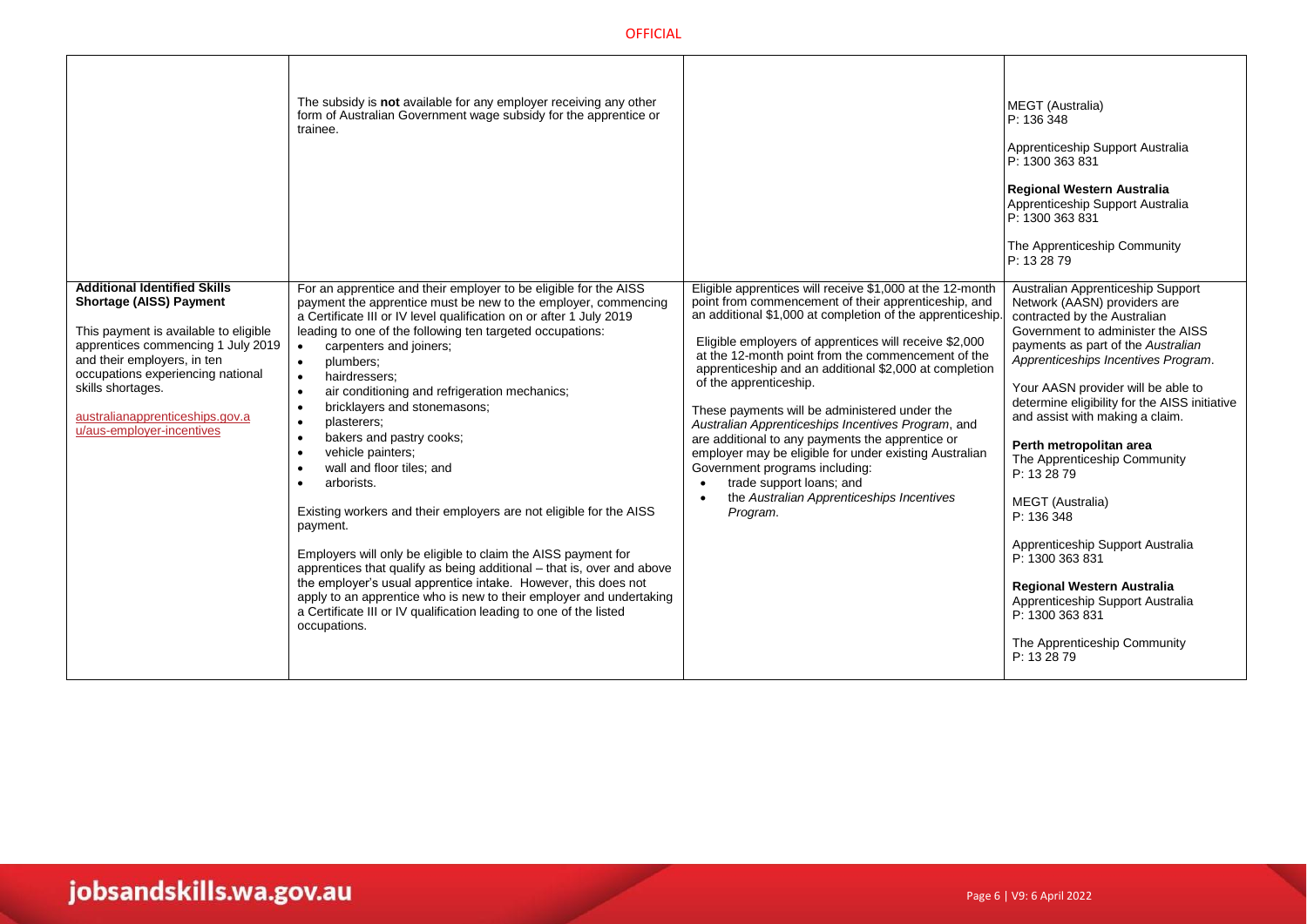| | | | |
|---|---|---|---|
| | The subsidy is **not** available for any employer receiving any other form of Australian Government wage subsidy for the apprentice or trainee. | | MEGT (Australia)<br>P: 136 348<br><br>Apprenticeship Support Australia<br>P: 1300 363 831<br><br>**Regional Western Australia**<br>Apprenticeship Support Australia<br>P: 1300 363 831<br><br>The Apprenticeship Community<br>P: 13 28 79 |
| **Additional Identified Skills Shortage (AISS) Payment**<br><br>This payment is available to eligible apprentices commencing 1 July 2019 and their employers, in ten occupations experiencing national skills shortages.<br><br>australianapprenticeships.gov.au/aus-employer-incentives | For an apprentice and their employer to be eligible for the AISS payment the apprentice must be new to the employer, commencing a Certificate III or IV level qualification on or after 1 July 2019 leading to one of the following ten targeted occupations:<br>• carpenters and joiners;<br>• plumbers;<br>• hairdressers;<br>• air conditioning and refrigeration mechanics;<br>• bricklayers and stonemasons;<br>• plasterers;<br>• bakers and pastry cooks;<br>• vehicle painters;<br>• wall and floor tiles; and<br>• arborists.<br><br>Existing workers and their employers are not eligible for the AISS payment.<br><br>Employers will only be eligible to claim the AISS payment for apprentices that qualify as being additional – that is, over and above the employer's usual apprentice intake. However, this does not apply to an apprentice who is new to their employer and undertaking a Certificate III or IV qualification leading to one of the listed occupations. | Eligible apprentices will receive $1,000 at the 12-month point from commencement of their apprenticeship, and an additional $1,000 at completion of the apprenticeship.<br><br>Eligible employers of apprentices will receive $2,000 at the 12-month point from the commencement of the apprenticeship and an additional $2,000 at completion of the apprenticeship.<br><br>These payments will be administered under the *Australian Apprenticeships Incentives Program*, and are additional to any payments the apprentice or employer may be eligible for under existing Australian Government programs including:<br>• trade support loans; and<br>• the *Australian Apprenticeships Incentives Program.* | Australian Apprenticeship Support Network (AASN) providers are contracted by the Australian Government to administer the AISS payments as part of the *Australian Apprenticeships Incentives Program*.<br><br>Your AASN provider will be able to determine eligibility for the AISS initiative and assist with making a claim.<br><br>**Perth metropolitan area**<br>The Apprenticeship Community<br>P: 13 28 79<br><br>MEGT (Australia)<br>P: 136 348<br><br>Apprenticeship Support Australia<br>P: 1300 363 831<br><br>**Regional Western Australia**<br>Apprenticeship Support Australia<br>P: 1300 363 831<br><br>The Apprenticeship Community<br>P: 13 28 79 |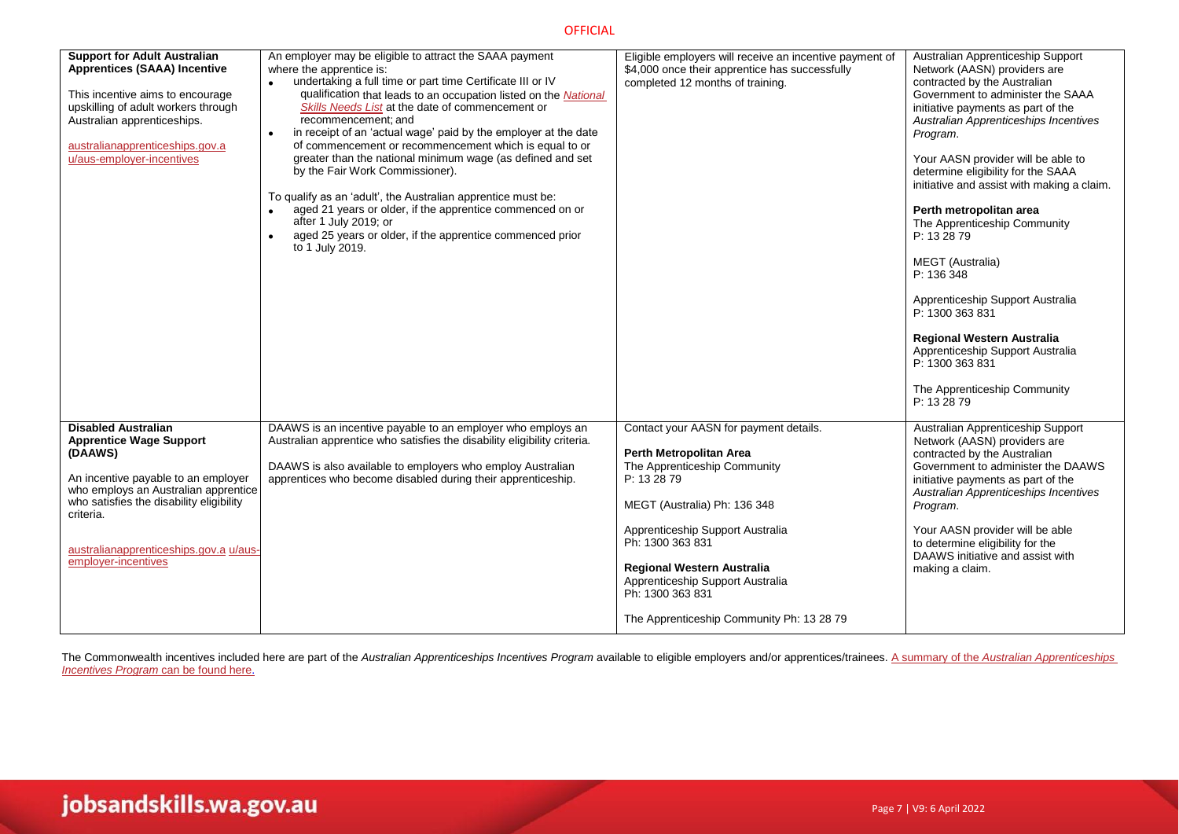| | | | |
|---|---|---|---|
| **Support for Adult Australian Apprentices (SAAA) Incentive**<br><br>This incentive aims to encourage upskilling of adult workers through Australian apprenticeships.<br><br>australianapprenticeships.gov.au/aus-employer-incentives | An employer may be eligible to attract the SAAA payment where the apprentice is:<br>• undertaking a full time or part time Certificate III or IV qualification that leads to an occupation listed on the *National Skills Needs List* at the date of commencement or recommencement; and<br>• in receipt of an 'actual wage' paid by the employer at the date of commencement or recommencement which is equal to or greater than the national minimum wage (as defined and set by the Fair Work Commissioner).<br><br>To qualify as an 'adult', the Australian apprentice must be:<br>• aged 21 years or older, if the apprentice commenced on or after 1 July 2019; or<br>• aged 25 years or older, if the apprentice commenced prior to 1 July 2019. | Eligible employers will receive an incentive payment of $4,000 once their apprentice has successfully completed 12 months of training. | Australian Apprenticeship Support Network (AASN) providers are contracted by the Australian Government to administer the SAAA initiative payments as part of the *Australian Apprenticeships Incentives Program*.<br><br>Your AASN provider will be able to determine eligibility for the SAAA initiative and assist with making a claim.<br><br>**Perth metropolitan area**<br>The Apprenticeship Community<br>P: 13 28 79<br><br>MEGT (Australia)<br>P: 136 348<br><br>Apprenticeship Support Australia<br>P: 1300 363 831<br><br>**Regional Western Australia**<br>Apprenticeship Support Australia<br>P: 1300 363 831<br><br>The Apprenticeship Community<br>P: 13 28 79 |
| **Disabled Australian Apprentice Wage Support (DAAWS)**<br><br>An incentive payable to an employer who employs an Australian apprentice who satisfies the disability eligibility criteria.<br><br>australianapprenticeships.gov.au/aus-employer-incentives | DAAWS is an incentive payable to an employer who employs an Australian apprentice who satisfies the disability eligibility criteria.<br><br>DAAWS is also available to employers who employ Australian apprentices who become disabled during their apprenticeship. | Contact your AASN for payment details.<br><br>**Perth Metropolitan Area**<br>The Apprenticeship Community<br>P: 13 28 79<br><br>MEGT (Australia) Ph: 136 348<br><br>Apprenticeship Support Australia<br>Ph: 1300 363 831<br><br>**Regional Western Australia**<br>Apprenticeship Support Australia<br>Ph: 1300 363 831<br><br>The Apprenticeship Community Ph: 13 28 79 | Australian Apprenticeship Support Network (AASN) providers are contracted by the Australian Government to administer the DAAWS initiative payments as part of the *Australian Apprenticeships Incentives Program*.<br><br>Your AASN provider will be able to determine eligibility for the DAAWS initiative and assist with making a claim. |

The Commonwealth incentives included here are part of the *Australian Apprenticeships Incentives Program* available to eligible employers and/or apprentices/trainees. A summary of the *Australian Apprenticeships Incentives Program* can be found here.